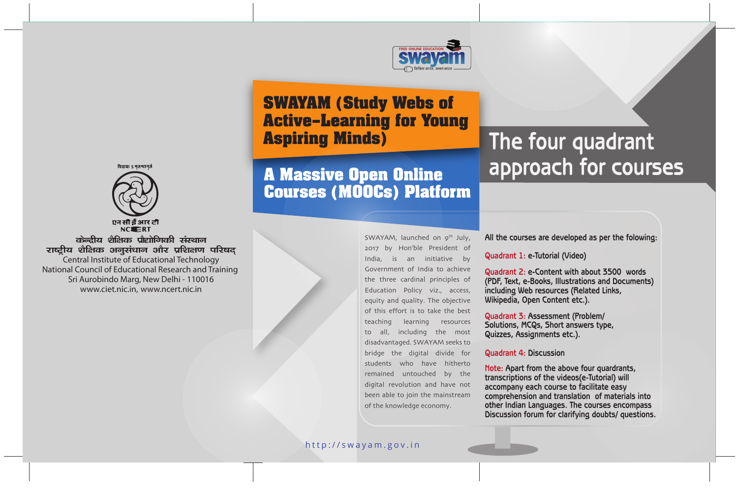विद्ययाऽमृतमश्नुते

एन सी ई आर टी
NCERT

केन्द्रीय शैक्षिक प्रौद्योगिकी संस्थान
राष्ट्रीय शैक्षिक अनुसंधान और प्रशिक्षण परिषद्

Central Institute of Educational Technology
National Council of Educational Research and Training
Sri Aurobindo Marg, New Delhi - 110016
www.ciet.nic.in, www.ncert.nic.in

FREE ONLINE EDUCATION
swayam
डिजिटल भारत, उन्नत भारत

# SWAYAM (Study Webs of Active-Learning for Young Aspiring Minds)

## A Massive Open Online Courses (MOOCs) Platform

SWAYAM, launched on 9th July, 2017 by Hon'ble President of India, is an initiative by Government of India to achieve the three cardinal principles of Education Policy viz., access, equity and quality. The objective of this effort is to take the best teaching learning resources to all, including the most disadvantaged. SWAYAM seeks to bridge the digital divide for students who have hitherto remained untouched by the digital revolution and have not been able to join the mainstream of the knowledge economy.

http://swayam.gov.in

# The four quadrant approach for courses

All the courses are developed as per the folowing:

**Quadrant 1:** e-Tutorial (Video)

**Quadrant 2:** e-Content with about 3500 words (PDF, Text, e-Books, Illustrations and Documents) including Web resources (Related Links, Wikipedia, Open Content etc.).

**Quadrant 3:** Assessment (Problem/ Solutions, MCQs, Short answers type, Quizzes, Assignments etc.).

**Quadrant 4:** Discussion

**Note:** Apart from the above four quardrants, transcriptions of the videos(e-Tutorial) will accompany each course to facilitate easy comprehension and translation of materials into other Indian Languages. The courses encompass Discussion forum for clarifying doubts/ questions.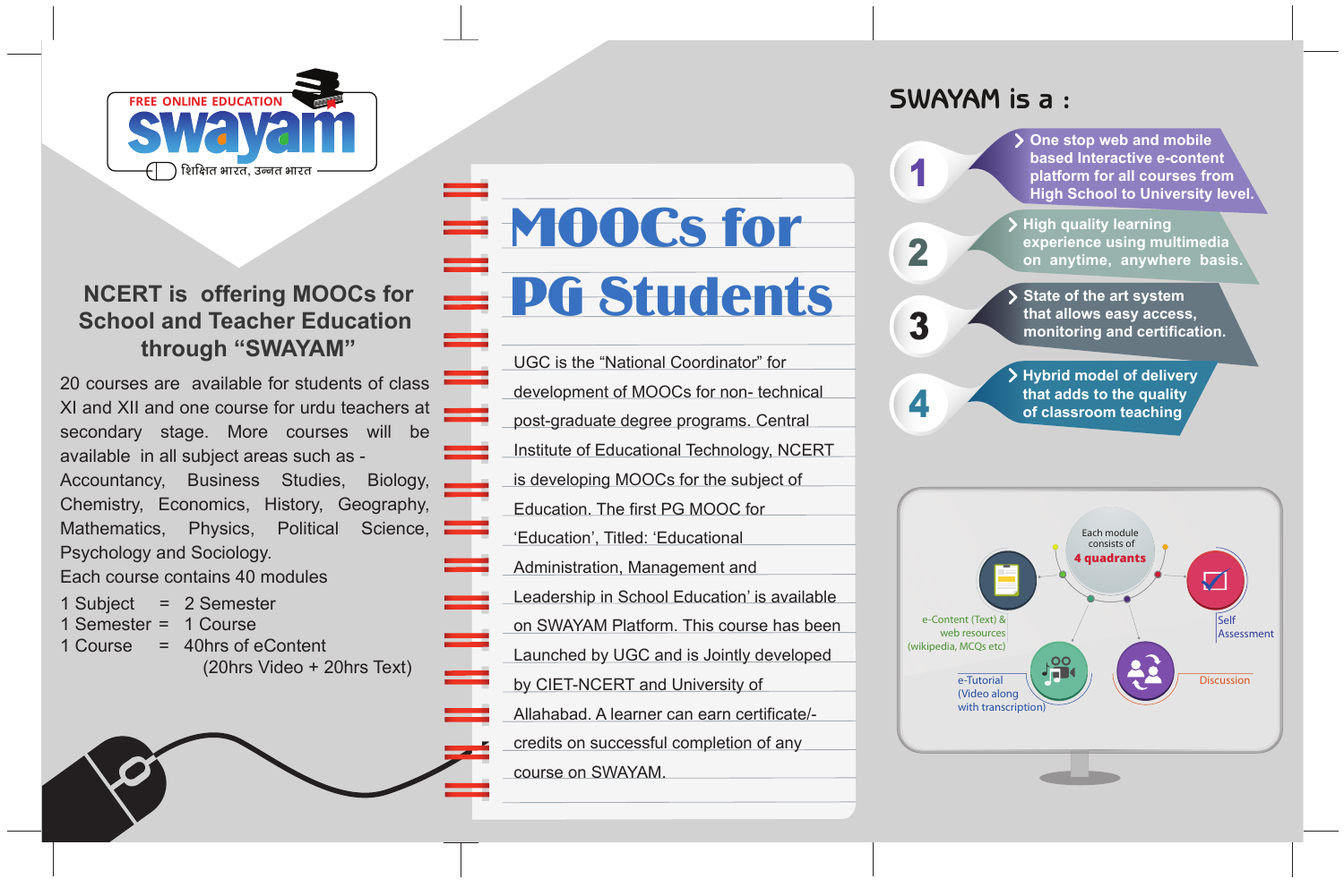FREE ONLINE EDUCATION
swayam
शिक्षित भारत, उन्नत भारत

## NCERT is offering MOOCs for School and Teacher Education through "SWAYAM"

20 courses are available for students of class XI and XII and one course for urdu teachers at secondary stage. More courses will be available in all subject areas such as - Accountancy, Business Studies, Biology, Chemistry, Economics, History, Geography, Mathematics, Physics, Political Science, Psychology and Sociology.

Each course contains 40 modules

1 Subject = 2 Semester
1 Semester = 1 Course
1 Course = 40hrs of eContent
(20hrs Video + 20hrs Text)

# MOOCs for PG Students

UGC is the "National Coordinator" for development of MOOCs for non- technical post-graduate degree programs. Central Institute of Educational Technology, NCERT is developing MOOCs for the subject of Education. The first PG MOOC for 'Education', Titled: 'Educational Administration, Management and Leadership in School Education' is available on SWAYAM Platform. This course has been Launched by UGC and is Jointly developed by CIET-NCERT and University of Allahabad. A learner can earn certificate/- credits on successful completion of any course on SWAYAM.

## SWAYAM is a :

1. One stop web and mobile based Interactive e-content platform for all courses from High School to University level.
2. High quality learning experience using multimedia on anytime, anywhere basis.
3. State of the art system that allows easy access, monitoring and certification.
4. Hybrid model of delivery that adds to the quality of classroom teaching

Each module consists of **4 quadrants**

e-Content (Text) & web resources (wikipedia, MCQs etc)

Self Assessment

e-Tutorial (Video along with transcription)

Discussion